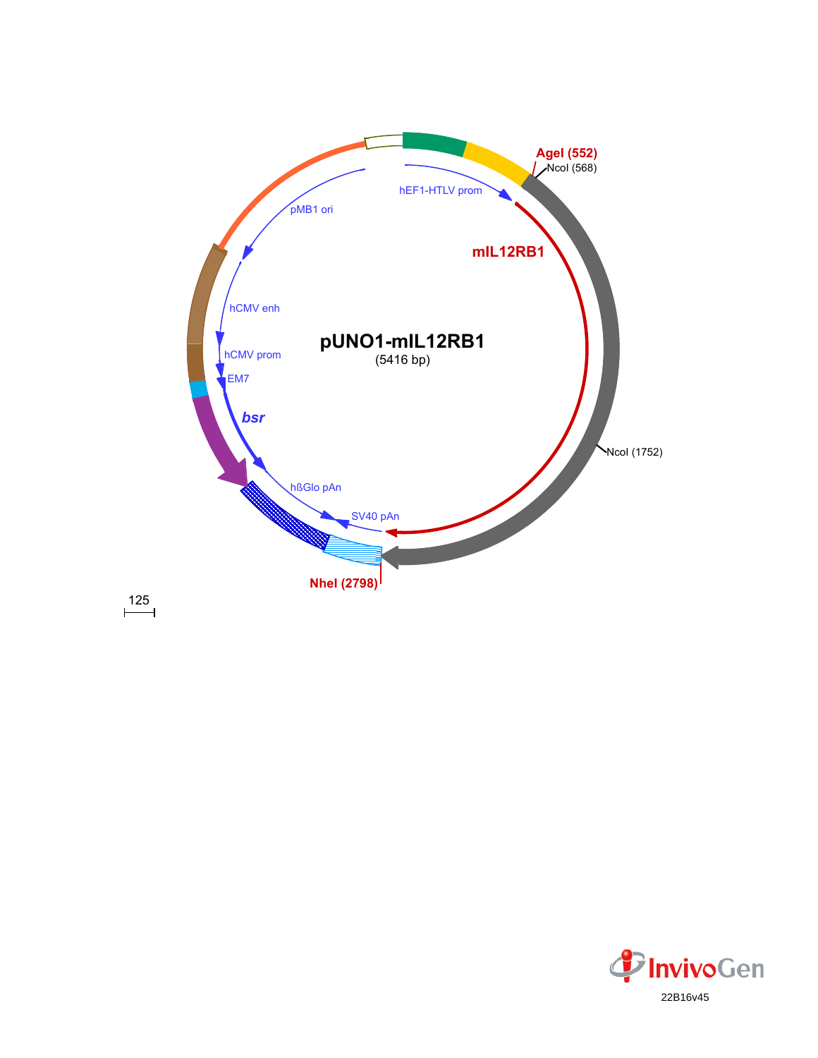# pUNO1-mIL12RB1

(5416 bp)

hEF1-HTLV prom

AgeI (552)

NcoI (568)

mIL12RB1

NcoI (1752)

NheI (2798)

SV40 pAn

hßGlo pAn

*bsr*

EM7

hCMV prom

hCMV enh

pMB1 ori

125

22B16v45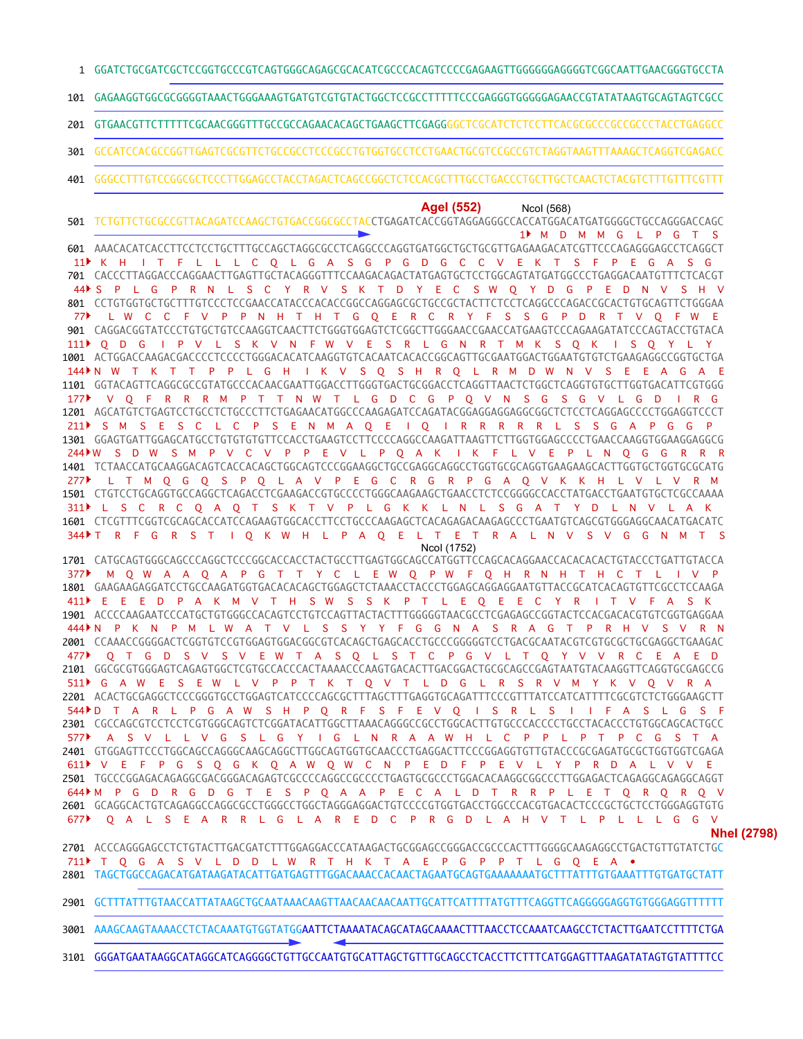```
1    GGATCTGCGATCGCTCCGGTGCCCGTCAGTGGGCAGAGCGCACATCGCCCACAGTCCCCGAGAAGTTGGGGGGAGGGGTCGGCAATTGAACGGGTGCCTA
101  GAGAAGGTGGCGCGGGGTAAACTGGGAAAGTGATGTCGTGTACTGGCTCCGCCTTTTTCCCGAGGGTGGGGGAGAACCGTATATAAGTGCAGTAGTCGCC
201  GTGAACGTTCTTTTTCGCAACGGGTTTGCCGCCAGAACACAGCTGAAGCTTCGAGGGGCTCGCATCTCTCCTTCACGCGCCCGCCGCCCTACCTGAGGCC
301  GCCATCCACGCCGGTTGAGTCGCGTTCTGCCGCCTCCCGCCTGTGGTGCCTCCTGAACTGCGTCCGCCGTCTAGGTAAGTTTAAAGCTCAGGTCGAGACC
401  GGGCCTTTGTCCGGCGCTCCCTTGGAGCCTACCTAGACTCAGCCGGCTCTCCACGCTTTGCCTGACCCTGCTTGCTCAACTCTACGTCTTTGTTTCGTTT

                                               AgeI (552)        NcoI (568)
501  TCTGTTCTGCGCCGTTACAGATCCAAGCTGTGACCGGCGCCTACCTGAGATCACCGGTAGGAGGGCCACCATGGACATGATGGGGCTGCCAGGGACCAGC
                                                                             1▸ M  D  M  M  G  L  P  G  T  S
601  AAACACATCACCTTCCTCCTGCTTTGCCAGCTAGGCGCCTCAGGCCCAGGTGATGGCTGCTGCGTTGAGAAGACATCGTTCCCAGAGGGAGCCTCAGGT
 11▸ K  H  I  T  F  L  L  L  C  Q  L  G  A  S  G  P  G  D  G  C  C  V  E  K  T  S  F  P  E  G  A  S  G
701  CACCCTTAGGACCCAGGAACTTGAGTTGCTACAGGGTTTCCAAGACAGACTATGAGTGCTCCTGGCAGTATGATGGCCCTGAGGACAATGTTTCTCACGT
 44▸ S  P  L  G  P  R  N  L  S  C  Y  R  V  S  K  T  D  Y  E  C  S  W  Q  Y  D  G  P  E  D  N  V  S  H  V
801  CCTGTGGTGCTGCTTTGTCCCTCCGAACCATACCCACACCGGCCAGGAGCGCTGCCGCTACTTCTCCTCAGGCCCAGACCGCACTGTGCAGTTCTGGGAA
 77▸  L  W  C  C  F  V  P  P  N  H  T  H  T  G  Q  E  R  C  R  Y  F  S  S  G  P  D  R  T  V  Q  F  W  E
901  CAGGACGGTATCCCTGTGCTGTCCAAGGTCAACTTCTGGGTGGAGTCTCGGCTTGGGAACCGAACCATGAAGTCCCAGAAGATATCCCAGTACCTGTACA
111▸ Q  D  G  I  P  V  L  S  K  V  N  F  W  V  E  S  R  L  G  N  R  T  M  K  S  Q  K  I  S  Q  Y  L  Y
1001 ACTGGACCAAGACGACCCCTCCCCTGGGACACATCAAGGTGTCACAATCACACCGGCAGTTGCGAATGGACTGGAATGTGTCTGAAGAGGCCGGTGCTGA
144▸N  W  T  K  T  T  P  P  L  G  H  I  K  V  S  Q  S  H  R  Q  L  R  M  D  W  N  V  S  E  E  A  G  A  E
1101 GGTACAGTTCAGGCGCCGTATGCCCACAACGAATTGGACCTTGGGTGACTGCGGACCTCAGGTTAACTCTGGCTCAGGTGTGCTTGGTGACATTCGTGGG
177▸  V  Q  F  R  R  R  M  P  T  T  N  W  T  L  G  D  C  G  P  Q  V  N  S  G  S  G  V  L  G  D  I  R  G
1201 AGCATGTCTGAGTCCTGCCTCTGCCCTTCTGAGAACATGGCCCAAGAGATCCAGATACGGAGGAGGAGGCGGCTCTCCTCAGGAGCCCCTGGAGGTCCT
211▸ S  M  S  E  S  C  L  C  P  S  E  N  M  A  Q  E  I  Q  I  R  R  R  R  R  L  S  S  G  A  P  G  G  P
1301 GGAGTGATTGGAGCATGCCTGTGTGTGTTCCACCTGAAGTCCTTCCCCAGGCCAAGATTAAGTTCTTGGTGGAGCCCCTGAACCAAGGTGGAAGGAGGCG
244▸W  S  D  W  S  M  P  V  C  V  P  P  E  V  L  P  Q  A  K  I  K  F  L  V  E  P  L  N  Q  G  G  R  R  R
1401 TCTAACCATGCAAGGACAGTCACCACAGCTGGCAGTCCCGGAAGGCTGCCGAGGCAGGCCTGGTGCGCAGGTGAAGAAGCACTTGGTGCTGGTGCGCATG
277▸  L  T  M  Q  G  Q  S  P  Q  L  A  V  P  E  G  C  R  G  R  P  G  A  Q  V  K  K  H  L  V  L  V  R  M
1501 CTGTCCTGCAGGTGCCAGGCTCAGACCTCGAAGACCGTGCCCCTGGGCAAGAAGCTGAACCTCTCCGGGGCCACCTATGACCTGAATGTGCTCGCCAAAA
311▸ L  S  C  R  C  Q  A  Q  T  S  K  T  V  P  L  G  K  K  L  N  L  S  G  A  T  Y  D  L  N  V  L  A  K
1601 CTCGTTTCGGTCGCAGCACCATCCAGAAGTGGCACCTTCCTGCCCAAGAGCTCACAGAGACAAGAGCCCTGAATGTCAGCGTGGGAGGCAACATGACATC
344▸T  R  F  G  R  S  T  I  Q  K  W  H  L  P  A  Q  E  L  T  E  T  R  A  L  N  V  S  V  G  G  N  M  T  S
                                                                        NcoI (1752)
1701 CATGCAGTGGGCAGCCCAGGCTCCCGGCACCACCTACTGCCTTGAGTGGCAGCCATGGTTCCAGCACAGGAACCACACACACTGTACCCTGATTGTACCA
377▸  M  Q  W  A  A  Q  A  P  G  T  T  Y  C  L  E  W  Q  P  W  F  Q  H  R  N  H  T  H  C  T  L  I  V  P
1801 GAAGAAGAGGATCCTGCCAAGATGGTGACACACAGCTGGAGCTCTAAACCTACCCTGGAGCAGGAGGAATGTTACCGCATCACAGTGTTCGCCTCCAAGA
411▸ E  E  E  D  P  A  K  M  V  T  H  S  W  S  S  K  P  T  L  E  Q  E  E  C  Y  R  I  T  V  F  A  S  K
1901 ACCCCAAGAATCCCATGCTGTGGGCCACAGTCCTGTCCAGTTACTACTTTGGGGGTAACGCCTCGAGAGCCGGTACTCCACGACACGTGTCGGTGAGGAA
444▸N  P  K  N  P  M  L  W  A  T  V  L  S  S  Y  Y  F  G  G  N  A  S  R  A  G  T  P  R  H  V  S  V  R  N
2001 CCAAACCGGGGACTCGGTGTCCGTGGAGTGGACGGCGTCACAGCTGAGCACCTGCCCGGGGGTCCTGACGCAATACGTCGTGCGCTGCGAGGCTGAAGAC
477▸  Q  T  G  D  S  V  S  V  E  W  T  A  S  Q  L  S  T  C  P  G  V  L  T  Q  Y  V  V  R  C  E  A  E  D
2101 GGCGCGTGGGAGTCAGAGTGGCTCGTGCCACCCACTAAAACCCAAGTGACACTTGACGGACTGCGCAGCCGAGTAATGTACAAGGTTCAGGTGCGAGCCG
511▸ G  A  W  E  S  E  W  L  V  P  P  T  K  T  Q  V  T  L  D  G  L  R  S  R  V  M  Y  K  V  Q  V  R  A
2201 ACACTGCGAGGCTCCCGGGTGCCTGGAGTCATCCCCAGCGCTTTAGCTTTGAGGTGCAGATTTCCCGTTTATCCATCATTTTCGCGTCTCTGGGAAGCTT
544▸D  T  A  R  L  P  G  A  W  S  H  P  Q  R  F  S  F  E  V  Q  I  S  R  L  S  I  I  F  A  S  L  G  S  F
2301 CGCCAGCGTCCTCCTCGTGGGCAGTCTCGGATACATTGGCTTAAACAGGGCCGCCTGGCACTTGTGCCCACCCCTGCCTACACCCTGTGGCAGCACTGCC
577▸  A  S  V  L  L  V  G  S  L  G  Y  I  G  L  N  R  A  A  W  H  L  C  P  P  L  P  T  P  C  G  S  T  A
2401 GTGGAGTTCCCTGGCAGCCAGGGCAAGCAGGCTTGGCAGTGGTGCAACCCTGAGGACTTCCCGGAGGTGTTGTACCCGCGAGATGCGCTGGTGGTCGAGA
611▸ V  E  F  P  G  S  Q  G  K  Q  A  W  Q  W  C  N  P  E  D  F  P  E  V  L  Y  P  R  D  A  L  V  V  E
2501 TGCCCGGAGACAGAGGCGACGGGACAGAGTCGCCCCAGGCCGCCCCTGAGTGCGCCCTGGACACAAGGCGGCCCTTGGAGACTCAGAGGCAGAGGCAGGT
644▸M  P  G  D  R  G  D  G  T  E  S  P  Q  A  A  P  E  C  A  L  D  T  R  R  P  L  E  T  Q  R  Q  R  Q  V
2601 GCAGGCACTGTCAGAGGCCAGGCGCCTGGGCCTGGCTAGGGAGGACTGTCCCCGTGGTGACCTGGCCCACGTGACACTCCCGCTGCTCCTGGGAGGTGTG
677▸  Q  A  L  S  E  A  R  R  L  G  L  A  R  E  D  C  P  R  G  D  L  A  H  V  T  L  P  L  L  L  G  G  V
                                                                                              NheI (2798)
2701 ACCCAGGGAGCCTCTGTACTTGACGATCTTTGGAGGACCCATAAGACTGCGGAGCCGGGACCGCCCACTTTGGGGCAAGAGGCCTGACTGTTGTATCTGC
711▸ T  Q  G  A  S  V  L  D  D  L  W  R  T  H  K  T  A  E  P  G  P  P  T  L  G  Q  E  A  •
2801 TAGCTGGCCAGACATGATAAGATACATTGATGAGTTTGGACAAACCACAACTAGAATGCAGTGAAAAAAATGCTTTATTTGTGAAATTTGTGATGCTATT
2901 GCTTTATTTGTAACCATTATAAGCTGCAATAAACAAGTTAACAACAACAATTGCATTCATTTTATGTTTCAGGTTCAGGGGGAGGTGTGGGAGGTTTTTT
3001 AAAGCAAGTAAAACCTCTACAAATGTGGTATGGAATTCTAAAATACAGCATAGCAAAACTTTAACCTCCAAATCAAGCCTCTACTTGAATCCTTTTCTGA
3101 GGGATGAATAAGGCATAGGCATCAGGGGCTGTTGCCAATGTGCATTAGCTGTTTGCAGCCTCACCTTCTTTCATGGAGTTTAAGATATAGTGTATTTTCC
```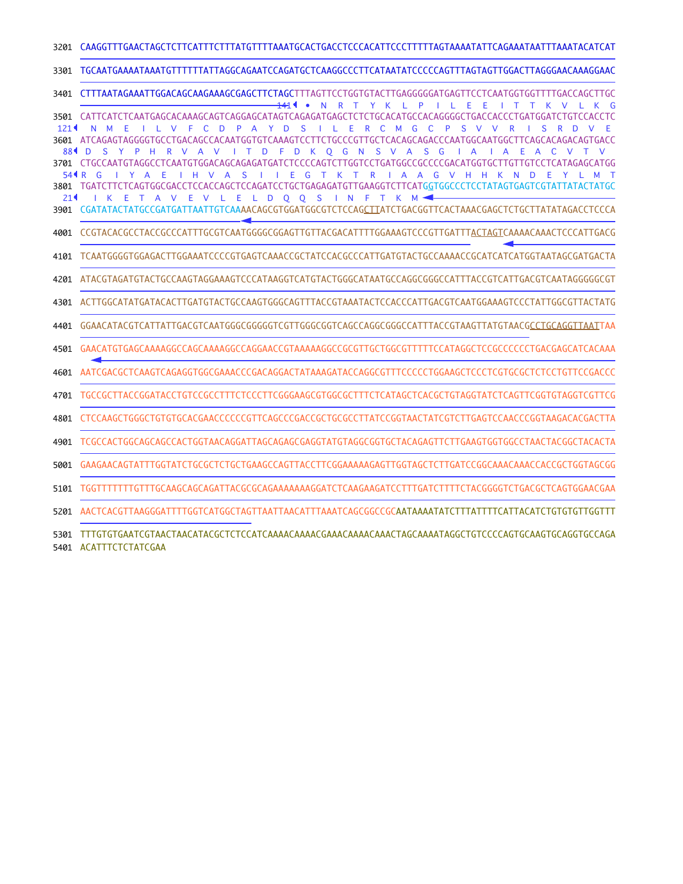```
3201 CAAGGTTTGAACTAGCTCTTCATTTCTTTATGTTTTAAATGCACTGACCTCCCACATTCCCTTTTTAGTAAAATATTCAGAAATAATTTAAATACATCAT

3301 TGCAATGAAAATAAATGTTTTTTATTAGGCAGAATCCAGATGCTCAAGGCCCTTCATAATATCCCCCAGTTTAGTAGTTGGACTTAGGGAACAAAGGAAC

3401 CTTTAATAGAAATTGGACAGCAAGAAAGCGAGCTTCTAGCTTTAGTTCCTGGTGTACTTGAGGGGGATGAGTTCCTCAATGGTGGTTTTGACCAGCTTGC
                                         141◄ •  N  R  T  Y  K  L  P  I  L  E  E  I  T  T  K  V  L  K  G
3501 CATTCATCTCAATGAGCACAAAGCAGTCAGGAGCATAGTCAGAGATGAGCTCTCTGCACATGCCACAGGGGCTGACCACCCTGATGGATCTGTCCACCTC
 121◄  N  M  E  I  L  V  F  C  D  P  A  Y  D  S  I  L  E  R  C  M  G  C  P  S  V  V  R  I  S  R  D  V  E
3601 ATCAGAGTAGGGGTGCCTGACAGCCACAATGGTGTCAAAGTCCTTCTGCCCGTTGCTCACAGCAGACCCAATGGCAATGGCTTCAGCACAGACAGTGACC
  88◄ D  S  Y  P  H  R  V  A  V  I  T  D  F  D  K  Q  G  N  S  V  A  S  G  I  A  I  A  E  A  C  V  T  V
3701 CTGCCAATGTAGGCCTCAATGTGGACAGCAGAGATGATCTCCCCAGTCTTGGTCCTGATGGCCGCCCCGACATGGTGCTTGTTGTCCTCATAGAGCATGG
  54◄ R  G  I  Y  A  E  I  H  V  A  S  I  I  E  G  T  K  T  R  I  A  A  G  V  H  H  K  N  D  E  Y  L  M  T
3801 TGATCTTCTCAGTGGCGACCTCCACCAGCTCCAGATCCTGCTGAGAGATGTTGAAGGTCTTCATGGTGGCCCTCCTATAGTGAGTCGTATTATACTATGC
  21◄  I  K  E  T  A  V  E  V  L  E  L  D  Q  Q  S  I  N  F  T  K  M ◄
3901 CGATATACTATGCCGATGATTAATTGTCAAAACAGCGTGGATGGCGTCTCCAGCTTATCTGACGGTTCACTAAACGAGCTCTGCTTATATAGACCTCCCA

4001 CCGTACACGCCTACCGCCCATTTGCGTCAATGGGGCGGAGTTGTTACGACATTTTGGAAAGTCCCGTTGATTTACTAGTCAAAACAAACTCCCATTGACG

4101 TCAATGGGGTGGAGACTTGGAAATCCCCGTGAGTCAAACCGCTATCCACGCCCATTGATGTACTGCCAAAACCGCATCATCATGGTAATAGCGATGACTA

4201 ATACGTAGATGTACTGCCAAGTAGGAAAGTCCCATAAGGTCATGTACTGGGCATAATGCCAGGCGGGCCATTTACCGTCATTGACGTCAATAGGGGGCGT

4301 ACTTGGCATATGATACACTTGATGTACTGCCAAGTGGGCAGTTTACCGTAAATACTCCACCCATTGACGTCAATGGAAAGTCCCTATTGGCGTTACTATG

4401 GGAACATACGTCATTATTGACGTCAATGGGCGGGGGTCGTTGGGCGGTCAGCCAGGCGGGCCATTTACCGTAAGTTATGTAACGCCTGCAGGTTAATTAA

4501 GAACATGTGAGCAAAAGGCCAGCAAAAGGCCAGGAACCGTAAAAAGGCCGCGTTGCTGGCGTTTTTCCATAGGCTCCGCCCCCCTGACGAGCATCACAAA

4601 AATCGACGCTCAAGTCAGAGGTGGCGAAACCCGACAGGACTATAAAGATACCAGGCGTTTCCCCCTGGAAGCTCCCTCGTGCGCTCTCCTGTTCCGACCC

4701 TGCCGCTTACCGGATACCTGTCCGCCTTTCTCCCTTCGGGAAGCGTGGCGCTTTCTCATAGCTCACGCTGTAGGTATCTCAGTTCGGTGTAGGTCGTTCG

4801 CTCCAAGCTGGGCTGTGTGCACGAACCCCCCGTTCAGCCCGACCGCTGCGCCTTATCCGGTAACTATCGTCTTGAGTCCAACCCGGTAAGACACGACTTA

4901 TCGCCACTGGCAGCAGCCACTGGTAACAGGATTAGCAGAGCGAGGTATGTAGGCGGTGCTACAGAGTTCTTGAAGTGGTGGCCTAACTACGGCTACACTA

5001 GAAGAACAGTATTTGGTATCTGCGCTCTGCTGAAGCCAGTTACCTTCGGAAAAAGAGTTGGTAGCTCTTGATCCGGCAAACAAACCACCGCTGGTAGCGG

5101 TGGTTTTTTTGTTTGCAAGCAGCAGATTACGCGCAGAAAAAAAGGATCTCAAGAAGATCCTTTGATCTTTTCTACGGGGTCTGACGCTCAGTGGAACGAA

5201 AACTCACGTTAAGGGATTTTGGTCATGGCTAGTTAATTAACATTTAAATCAGCGGCCGCAATAAAATATCTTTATTTTCATTACATCTGTGTGTTGGTTT

5301 TTTGTGTGAATCGTAACTAACATACGCTCTCCATCAAAACAAAACGAAACAAAACAAACTAGCAAAATAGGCTGTCCCCAGTGCAAGTGCAGGTGCCAGA
5401 ACATTTCTCTATCGAA
```